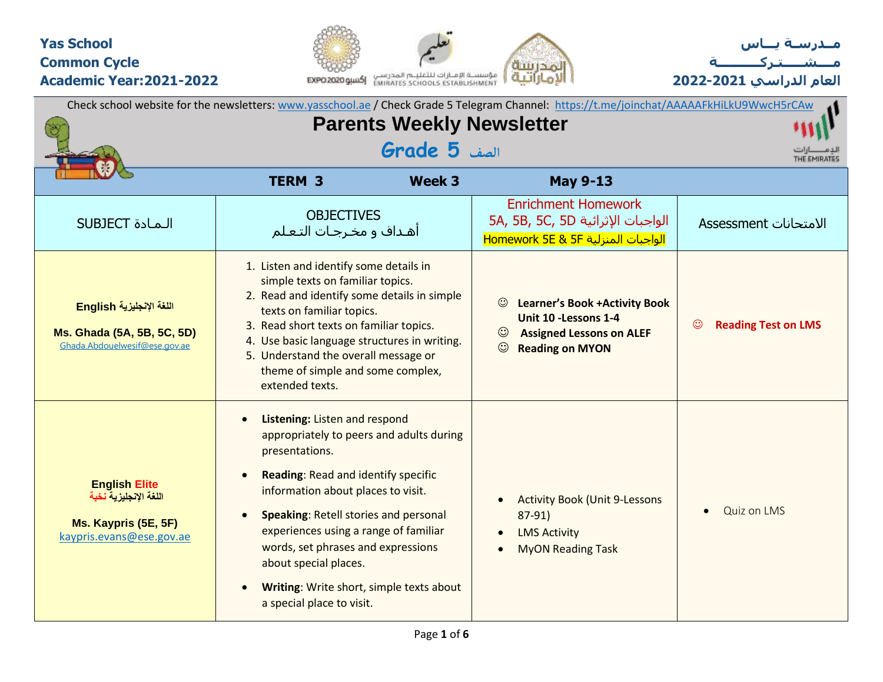**Yas School**
**Common Cycle**
**Academic Year:2021-2022**

**مـدرسـة يــاس**
**مــشــــتـركـــــــة**
**العام الدراسي 2021-2022**

Check school website for the newsletters: www.yasschool.ae / Check Grade 5 Telegram Channel: https://t.me/joinchat/AAAAAFkHiLkU9WwcH5rCAw

# Parents Weekly Newsletter

## Grade 5 الصف

| TERM 3 | Week 3 | May 9-13 | |
|---|---|---|---|
| SUBJECT الـمـادة | OBJECTIVES<br>أهـداف و مخـرجـات التـعـلم | Enrichment Homework<br>5A, 5B, 5C, 5D الواجبات الإثرائية<br>Homework 5E & 5F الواجبات المنزلية | Assessment الامتحانات |
| **English اللغة الإنجليزية**<br><br>**Ms. Ghada (5A, 5B, 5C, 5D)**<br>Ghada.Abdouelwesif@ese.gov.ae | 1. Listen and identify some details in simple texts on familiar topics.<br>2. Read and identify some details in simple texts on familiar topics.<br>3. Read short texts on familiar topics.<br>4. Use basic language structures in writing.<br>5. Understand the overall message or theme of simple and some complex, extended texts. | ☺ **Learner's Book +Activity Book Unit 10 -Lessons 1-4**<br>☺ **Assigned Lessons on ALEF**<br>☺ **Reading on MYON** | ☺ **Reading Test on LMS** |
| **English Elite**<br>**اللغة الإنجليزية نخبة**<br><br>**Ms. Kaypris (5E, 5F)**<br>kaypris.evans@ese.gov.ae | • **Listening:** Listen and respond appropriately to peers and adults during presentations.<br>• **Reading**: Read and identify specific information about places to visit.<br>• **Speaking**: Retell stories and personal experiences using a range of familiar words, set phrases and expressions about special places.<br>• **Writing**: Write short, simple texts about a special place to visit. | • Activity Book (Unit 9-Lessons 87-91)<br>• LMS Activity<br>• MyON Reading Task | • Quiz on LMS |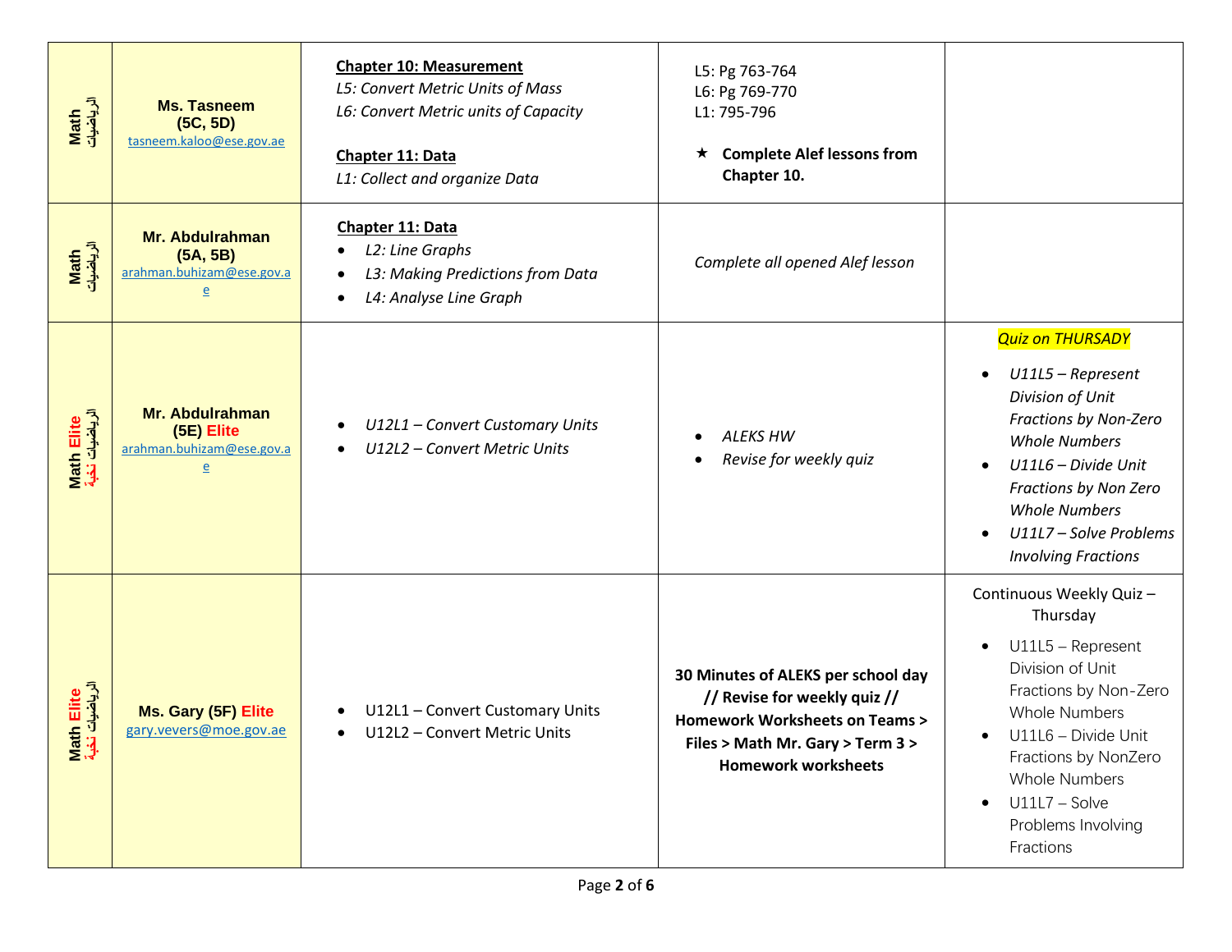| | | | | |
|---|---|---|---|---|
| **Math** **الرياضيات** | **Ms. Tasneem (5C, 5D)** tasneem.kaloo@ese.gov.ae | **Chapter 11: Data** <br>*L5: Convert Metric Units of Mass*<br>*L6: Convert Metric units of Capacity*<br><br>**Chapter 11: Data**<br>*L1: Collect and organize Data* | L5: Pg 763-764<br>L6: Pg 769-770<br>L1: 795-796<br><br>★ **Complete Alef lessons from Chapter 10.** | |
| **Math** **الرياضيات** | **Mr. Abdulrahman (5A, 5B)** arahman.buhizam@ese.gov.ae | **Chapter 11: Data**<br>• *L2: Line Graphs*<br>• *L3: Making Predictions from Data*<br>• *L4: Analyse Line Graph* | *Complete all opened Alef lesson* | |
| **Math Elite** **الرياضيات نخبة** | **Mr. Abdulrahman (5E) Elite** arahman.buhizam@ese.gov.ae | • *U12L1 – Convert Customary Units*<br>• *U12L2 – Convert Metric Units* | • *ALEKS HW*<br>• *Revise for weekly quiz* | *Quiz on THURSADY*<br>• *U11L5 – Represent Division of Unit Fractions by Non-Zero Whole Numbers*<br>• *U11L6 – Divide Unit Fractions by Non Zero Whole Numbers*<br>• *U11L7 – Solve Problems Involving Fractions* |
| **Math Elite** **الرياضيات نخبة** | **Ms. Gary (5F) Elite** gary.vevers@moe.gov.ae | • U12L1 – Convert Customary Units<br>• U12L2 – Convert Metric Units | **30 Minutes of ALEKS per school day // Revise for weekly quiz // Homework Worksheets on Teams > Files > Math Mr. Gary > Term 3 > Homework worksheets** | Continuous Weekly Quiz – Thursday<br>• U11L5 – Represent Division of Unit Fractions by Non-Zero Whole Numbers<br>• U11L6 – Divide Unit Fractions by NonZero Whole Numbers<br>• U11L7 – Solve Problems Involving Fractions |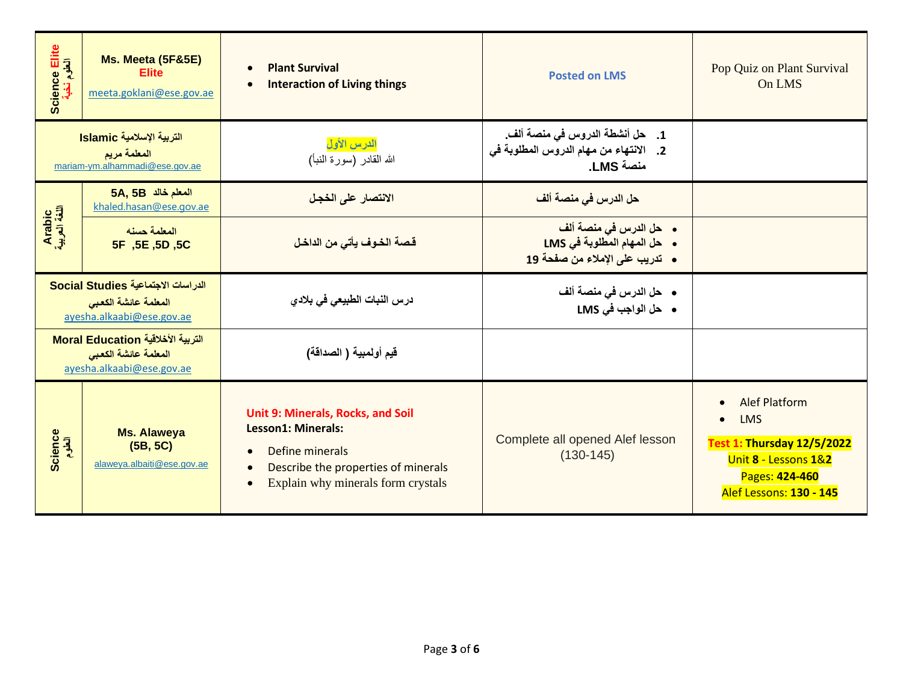| Subject | Teacher | Lesson | Tasks | Notes |
|---|---|---|---|---|
| Science Elite العلوم نخبة | Ms. Meeta (5F&5E) **Elite** meeta.goklani@ese.gov.ae | • **Plant Survival** • **Interaction of Living things** | **Posted on LMS** | Pop Quiz on Plant Survival On LMS |
| Islamic التربية الإسلامية | المعلمة مريم mariam-ym.alhammadi@ese.gov.ae | **الدرس الأول** الله القادر (سورة النبأ) | 1. حل أنشطة الدروس في منصة ألف. 2. الانتهاء من مهام الدروس المطلوبة في منصة LMS. | |
| Arabic اللغة العربية | المعلم خالد 5A, 5B khaled.hasan@ese.gov.ae | **الانتصار على الخجل** | **حل الدرس في منصة ألف** | |
| | المعلمة حسنه 5F ,5E ,5D ,5C | **قصة الخوف يأتي من الداخل** | • حل الدرس في منصة ألف • حل المهام المطلوبة في LMS • تدريب على الإملاء من صفحة 19 | |
| Social Studies الدراسات الاجتماعية | المعلمة عائشة الكعبي ayesha.alkaabi@ese.gov.ae | **درس النبات الطبيعي في بلادي** | • حل الدرس في منصة ألف • حل الواجب في LMS | |
| Moral Education التربية الأخلاقية | المعلمة عائشة الكعبي ayesha.alkaabi@ese.gov.ae | **قيم أولمبية ( الصداقة)** | | |
| Science العلوم | **Ms. Alaweya (5B, 5C)** alaweya.albaiti@ese.gov.ae | **Unit 9: Minerals, Rocks, and Soil** **Lesson1: Minerals:** • Define minerals • Describe the properties of minerals • Explain why minerals form crystals | Complete all opened Alef lesson (130-145) | • Alef Platform • LMS **Test 1: Thursday 12/5/2022** Unit **8** - Lessons **1&2** Pages: **424-460** Alef Lessons: **130 - 145** |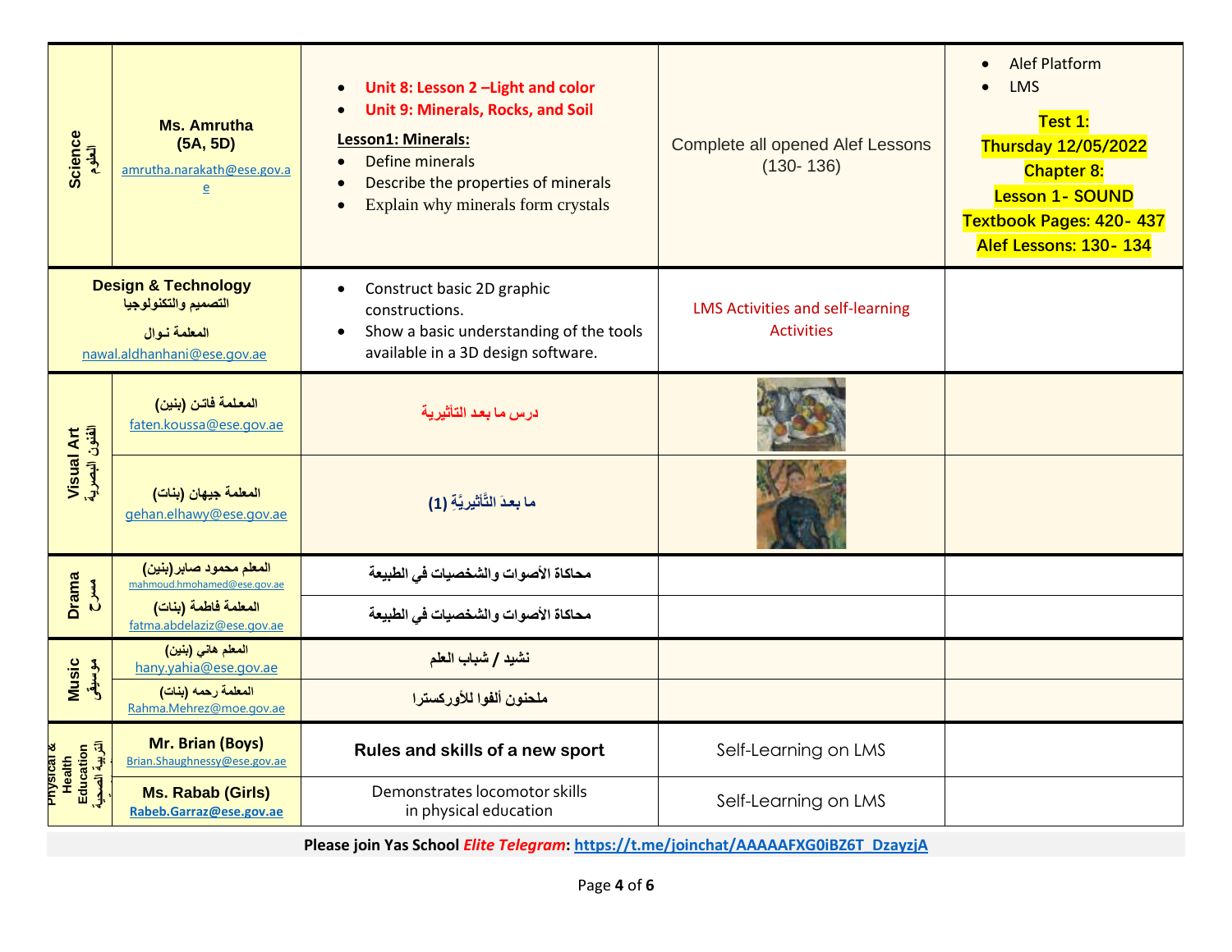| Subject | Teacher | Learning Outcomes | Tasks | Resources / Notes |
|---|---|---|---|---|
| Science العلوم | **Ms. Amrutha (5A, 5D)** amrutha.narakath@ese.gov.ae | • **Unit 8: Lesson 2 –Light and color**<br>• **Unit 9: Minerals, Rocks, and Soil**<br>**Lesson1: Minerals:**<br>• Define minerals<br>• Describe the properties of minerals<br>• Explain why minerals form crystals | Complete all opened Alef Lessons (130- 136) | • Alef Platform<br>• LMS<br>**Test 1:**<br>**Thursday 12/05/2022**<br>**Chapter 8:**<br>**Lesson 1- SOUND**<br>**Textbook Pages: 420- 437**<br>**Alef Lessons: 130- 134** |
| **Design & Technology** التصميم والتكنولوجيا | المعلمة نوال nawal.aldhanhani@ese.gov.ae | • Construct basic 2D graphic constructions.<br>• Show a basic understanding of the tools available in a 3D design software. | LMS Activities and self-learning Activities | |
| Visual Art الفنون البصرية | المعلمة فاتن (بنين) faten.koussa@ese.gov.ae | **درس ما بعد التأثيرية** | | |
| | المعلمة جيهان (بنات) gehan.elhawy@ese.gov.ae | **ما بعدَ التَّأثيريَّةِ (1)** | | |
| Drama مسرح | المعلم محمود صابر(بنين) mahmoud.hmohamed@ese.gov.ae | **محاكاة الأصوات والشخصيات في الطبيعة** | | |
| | المعلمة فاطمة (بنات) fatma.abdelaziz@ese.gov.ae | **محاكاة الأصوات والشخصيات في الطبيعة** | | |
| Music موسيقى | المعلم هاني (بنين) hany.yahia@ese.gov.ae | **نشيد / شباب العلم** | | |
| | المعلمة رحمه (بنات) Rahma.Mehrez@moe.gov.ae | **ملحنون ألفوا للأوركسترا** | | |
| Physical & Health Education التربية الصحية | **Mr. Brian (Boys)** Brian.Shaughnessy@ese.gov.ae | **Rules and skills of a new sport** | Self-Learning on LMS | |
| | **Ms. Rabab (Girls)** **Rabeb.Garraz@ese.gov.ae** | Demonstrates locomotor skills in physical education | Self-Learning on LMS | |

**Please join Yas School *Elite Telegram*: https://t.me/joinchat/AAAAAFXG0iBZ6T_DzayzjA**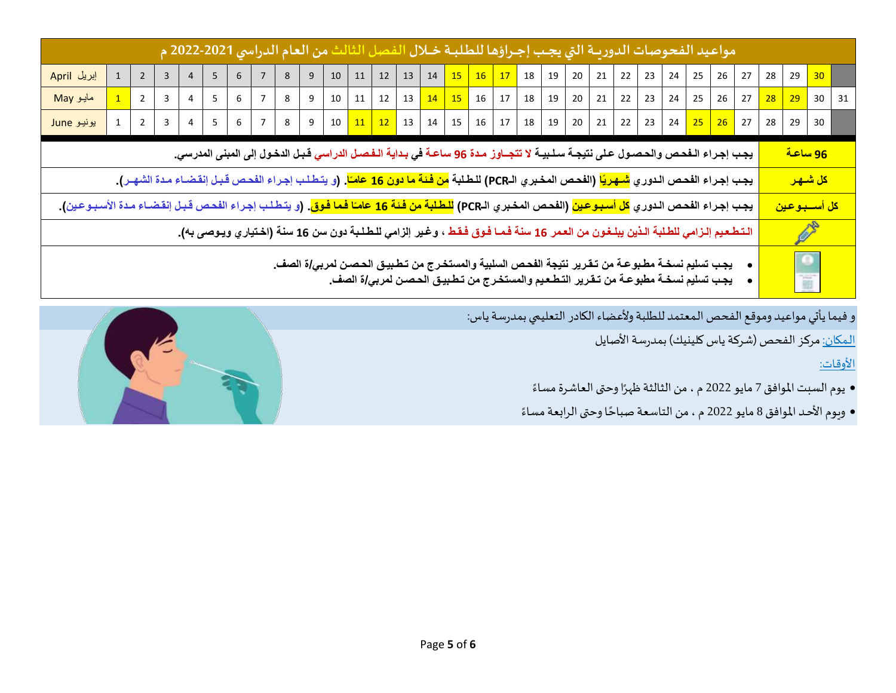# مواعيد الفحوصات الدورية التي يجب إجراؤها للطلبة خلال الفصل الثالث من العام الدراسي 2021-2022 م

| April إبريل | 1 | 2 | 3 | 4 | 5 | 6 | 7 | 8 | 9 | 10 | 11 | 12 | 13 | 14 | 15 | 16 | 17 | 18 | 19 | 20 | 21 | 22 | 23 | 24 | 25 | 26 | 27 | 28 | 29 | 30 | |
|---|---|---|---|---|---|---|---|---|---|---|---|---|---|---|---|---|---|---|---|---|---|---|---|---|---|---|---|---|---|---|---|
| May مايو | 1 | 2 | 3 | 4 | 5 | 6 | 7 | 8 | 9 | 10 | 11 | 12 | 13 | 14 | 15 | 16 | 17 | 18 | 19 | 20 | 21 | 22 | 23 | 24 | 25 | 26 | 27 | 28 | 29 | 30 | 31 |
| June يونيو | 1 | 2 | 3 | 4 | 5 | 6 | 7 | 8 | 9 | 10 | 11 | 12 | 13 | 14 | 15 | 16 | 17 | 18 | 19 | 20 | 21 | 22 | 23 | 24 | 25 | 26 | 27 | 28 | 29 | 30 | |

| | |
|---|---|
| **96 ساعة** | **يجب إجراء الفحص والحصول على نتيجة سلبية لا تتجاوز مدة 96 ساعة في بداية الفصل الدراسي قبل الدخول إلى المبنى المدرسي.** |
| **كل شهر** | **يجب إجراء الفحص الدوري شهريًا (الفحص المخبري الـPCR) للطلبة من فئة ما دون 16 عامًا. (و يتطلب إجراء الفحص قبل إنقضاء مدة الشهر).** |
| **كل أسبوعين** | **يجب إجراء الفحص الدوري كل أسبوعين (الفحص المخبري الـPCR) للطلبة من فئة 16 عامًا فما فوق. (و يتطلب إجراء الفحص قبل إنقضاء مدة الأسبوعين).** |
| | **التطعيم إلزامي للطلبة الذين يبلغون من العمر 16 سنة فما فوق فقط ، وغير إلزامي للطلبة دون سن 16 سنة (اختياري ويوصى به).** |
| | • **يجب تسليم نسخة مطبوعة من تقرير نتيجة الفحص السلبية والمستخرج من تطبيق الحصن لمربي/ة الصف.** <br> • **يجب تسليم نسخة مطبوعة من تقرير التطعيم والمستخرج من تطبيق الحصن لمربي/ة الصف.** |

و فيما يأتي مواعيد وموقع الفحص المعتمد للطلبة ولأعضاء الكادر التعليمي بمدرسة ياس:

المكان: مركز الفحص (شركة ياس كلينيك) بمدرسة الأصايل

الأوقات:

- يوم السبت الموافق 7 مايو 2022 م ، من الثالثة ظهرًا وحتى العاشرة مساءً
- ويوم الأحد الموافق 8 مايو 2022 م ، من التاسعة صباحًا وحتى الرابعة مساءً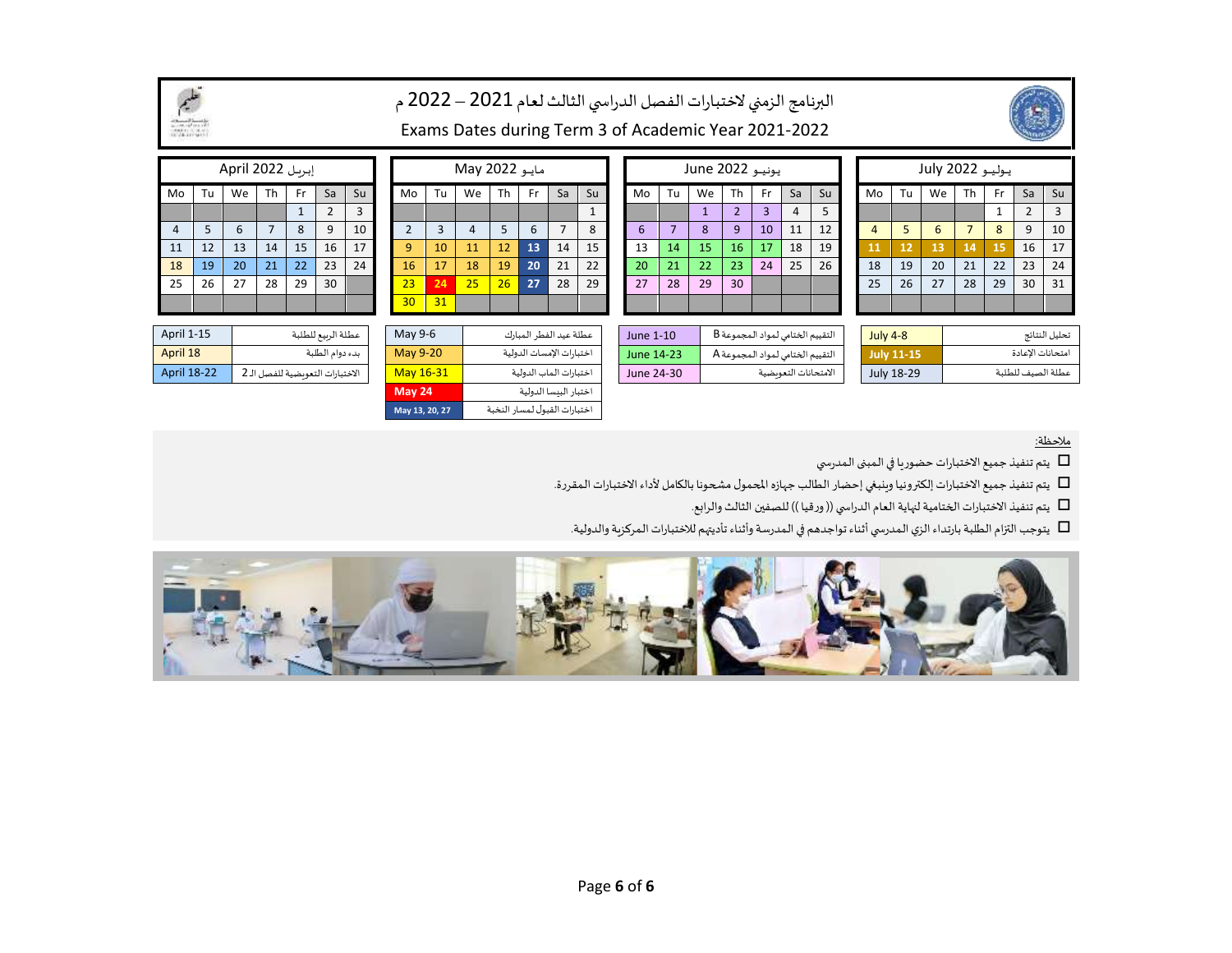# البرنامج الزمني لاختبارات الفصل الدراسي الثالث لعام 2021 – 2022 م

## Exams Dates during Term 3 of Academic Year 2021-2022

### April 2022 إبريل

| Mo | Tu | We | Th | Fr | Sa | Su |
|---|---|---|---|---|---|---|
| | | | | 1 | 2 | 3 |
| 4 | 5 | 6 | 7 | 8 | 9 | 10 |
| 11 | 12 | 13 | 14 | 15 | 16 | 17 |
| 18 | 19 | 20 | 21 | 22 | 23 | 24 |
| 25 | 26 | 27 | 28 | 29 | 30 | |

| | |
|---|---|
| April 1-15 | عطلة الربيع للطلبة |
| April 18 | بدء دوام الطلبة |
| April 18-22 | الاختبارات التعويضية للفصل الـ 2 |

### May 2022 مايـو

| Mo | Tu | We | Th | Fr | Sa | Su |
|---|---|---|---|---|---|---|
| | | | | | | 1 |
| 2 | 3 | 4 | 5 | 6 | 7 | 8 |
| 9 | 10 | 11 | 12 | 13 | 14 | 15 |
| 16 | 17 | 18 | 19 | 20 | 21 | 22 |
| 23 | 24 | 25 | 26 | 27 | 28 | 29 |
| 30 | 31 | | | | | |

| | |
|---|---|
| May 9-6 | عطلة عيد الفطر المبارك |
| May 9-20 | اختبارات الإمسات الدولية |
| May 16-31 | اختبارات الماب الدولية |
| May 24 | اختبار البيسا الدولية |
| May 13, 20, 27 | اختبارات القبول لمسار النخبة |

### June 2022 يونيـو

| Mo | Tu | We | Th | Fr | Sa | Su |
|---|---|---|---|---|---|---|
| | | 1 | 2 | 3 | 4 | 5 |
| 6 | 7 | 8 | 9 | 10 | 11 | 12 |
| 13 | 14 | 15 | 16 | 17 | 18 | 19 |
| 20 | 21 | 22 | 23 | 24 | 25 | 26 |
| 27 | 28 | 29 | 30 | | | |

| | |
|---|---|
| June 1-10 | التقييم الختامي لمواد المجموعة B |
| June 14-23 | التقييم الختامي لمواد المجموعة A |
| June 24-30 | الامتحانات التعويضية |

### July 2022 يـوليـو

| Mo | Tu | We | Th | Fr | Sa | Su |
|---|---|---|---|---|---|---|
| | | | | 1 | 2 | 3 |
| 4 | 5 | 6 | 7 | 8 | 9 | 10 |
| 11 | 12 | 13 | 14 | 15 | 16 | 17 |
| 18 | 19 | 20 | 21 | 22 | 23 | 24 |
| 25 | 26 | 27 | 28 | 29 | 30 | 31 |

| | |
|---|---|
| July 4-8 | تحليل النتائج |
| July 11-15 | امتحانات الإعادة |
| July 18-29 | عطلة الصيف للطلبة |

ملاحظة:

- ☐ يتم تنفيذ جميع الاختبارات حضوريا في المبنى المدرسي
- ☐ يتم تنفيذ جميع الاختبارات إلكترونيا وينبغي إحضار الطالب جهازه المحمول مشحونا بالكامل لأداء الاختبارات المقررة.
- ☐ يتم تنفيذ الاختبارات الختامية لنهاية العام الدراسي (( ورقيا )) للصفين الثالث والرابع.
- ☐ يتوجب التزام الطلبة بارتداء الزي المدرسي أثناء تواجدهم في المدرسة وأثناء تأديتهم للاختبارات المركزية والدولية.